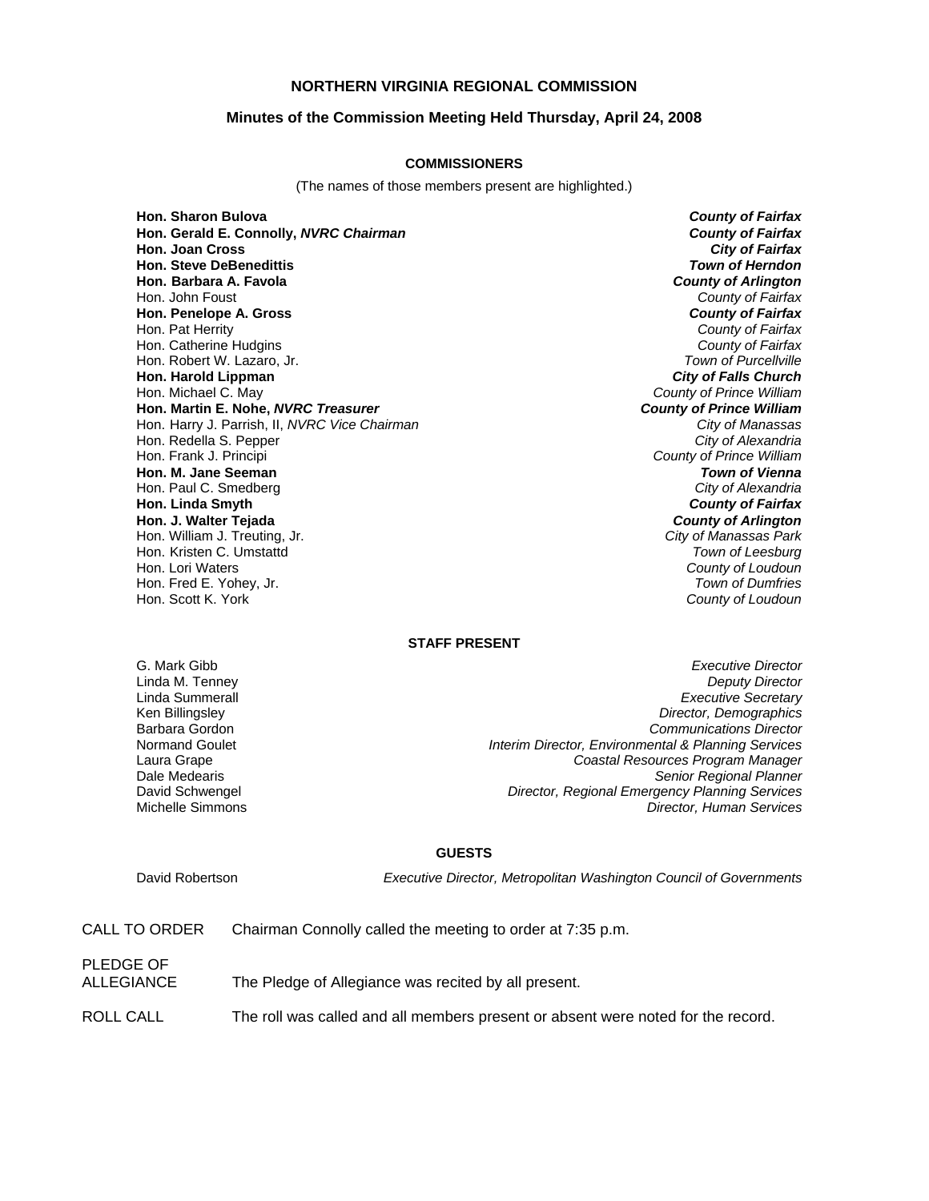# NORTHERN VIRGINIA REGIONAL COMMISSION

## Minutes of the Commission Meeting Held Thursday, April 24, 2008

### COMMISSIONERS

(The names of those members present are highlighted.)

| | |
|---|---|
| **Hon. Sharon Bulova** | ***County of Fairfax*** |
| **Hon. Gerald E. Connolly, *NVRC Chairman*** | ***County of Fairfax*** |
| **Hon. Joan Cross** | ***City of Fairfax*** |
| **Hon. Steve DeBenedittis** | ***Town of Herndon*** |
| **Hon. Barbara A. Favola** | ***County of Arlington*** |
| Hon. John Foust | *County of Fairfax* |
| **Hon. Penelope A. Gross** | ***County of Fairfax*** |
| Hon. Pat Herrity | *County of Fairfax* |
| Hon. Catherine Hudgins | *County of Fairfax* |
| Hon. Robert W. Lazaro, Jr. | *Town of Purcellville* |
| **Hon. Harold Lippman** | ***City of Falls Church*** |
| Hon. Michael C. May | *County of Prince William* |
| **Hon. Martin E. Nohe, *NVRC Treasurer*** | ***County of Prince William*** |
| Hon. Harry J. Parrish, II, *NVRC Vice Chairman* | *City of Manassas* |
| Hon. Redella S. Pepper | *City of Alexandria* |
| Hon. Frank J. Principi | *County of Prince William* |
| **Hon. M. Jane Seeman** | ***Town of Vienna*** |
| Hon. Paul C. Smedberg | *City of Alexandria* |
| **Hon. Linda Smyth** | ***County of Fairfax*** |
| **Hon. J. Walter Tejada** | ***County of Arlington*** |
| Hon. William J. Treuting, Jr. | *City of Manassas Park* |
| Hon. Kristen C. Umstattd | *Town of Leesburg* |
| Hon. Lori Waters | *County of Loudoun* |
| Hon. Fred E. Yohey, Jr. | *Town of Dumfries* |
| Hon. Scott K. York | *County of Loudoun* |

### STAFF PRESENT

| | |
|---|---|
| G. Mark Gibb | *Executive Director* |
| Linda M. Tenney | *Deputy Director* |
| Linda Summerall | *Executive Secretary* |
| Ken Billingsley | *Director, Demographics* |
| Barbara Gordon | *Communications Director* |
| Normand Goulet | *Interim Director, Environmental & Planning Services* |
| Laura Grape | *Coastal Resources Program Manager* |
| Dale Medearis | *Senior Regional Planner* |
| David Schwengel | *Director, Regional Emergency Planning Services* |
| Michelle Simmons | *Director, Human Services* |

### GUESTS

| | |
|---|---|
| David Robertson | *Executive Director, Metropolitan Washington Council of Governments* |

CALL TO ORDER — Chairman Connolly called the meeting to order at 7:35 p.m.

PLEDGE OF ALLEGIANCE — The Pledge of Allegiance was recited by all present.

ROLL CALL — The roll was called and all members present or absent were noted for the record.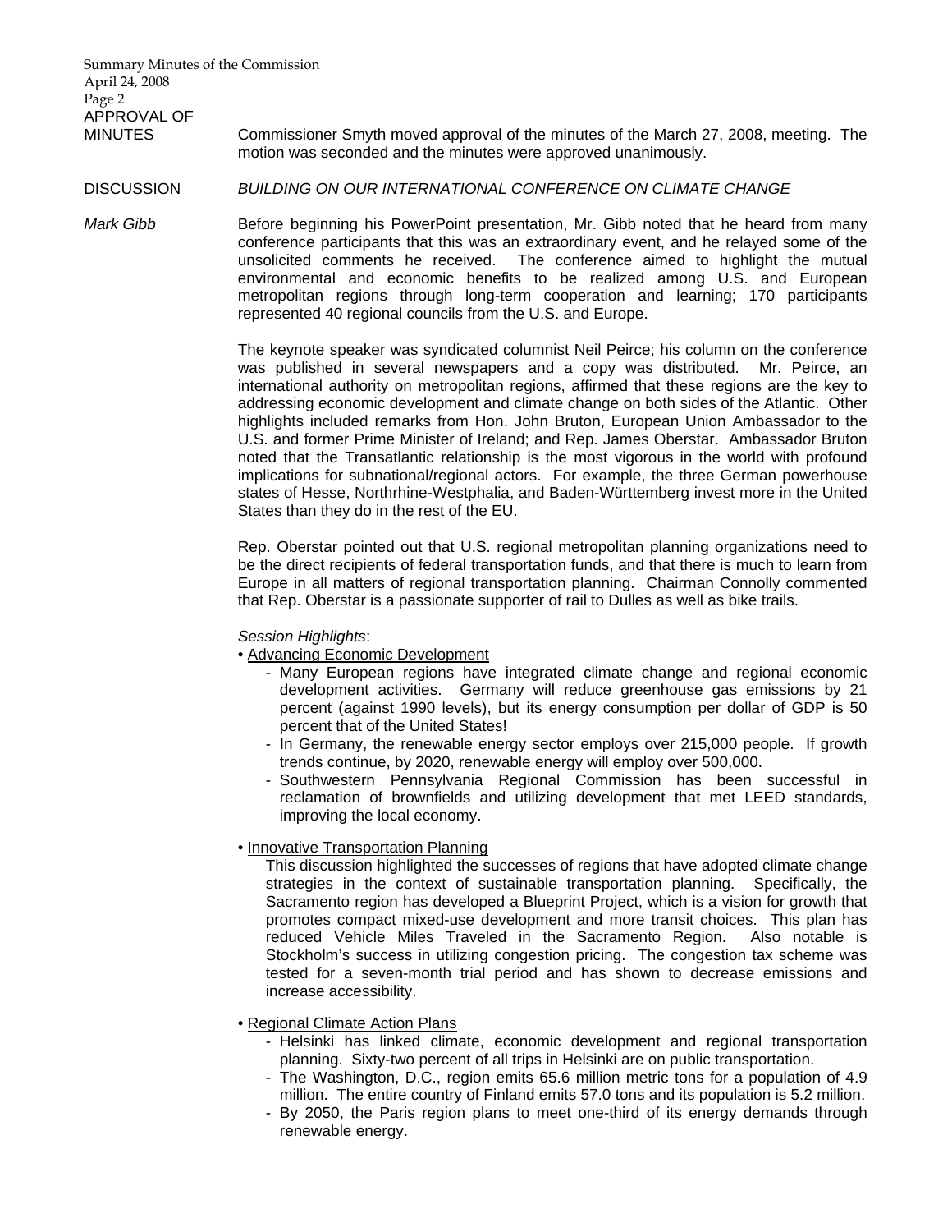**APPROVAL OF MINUTES**

Commissioner Smyth moved approval of the minutes of the March 27, 2008, meeting. The motion was seconded and the minutes were approved unanimously.

**DISCUSSION** *BUILDING ON OUR INTERNATIONAL CONFERENCE ON CLIMATE CHANGE*

*Mark Gibb*

Before beginning his PowerPoint presentation, Mr. Gibb noted that he heard from many conference participants that this was an extraordinary event, and he relayed some of the unsolicited comments he received. The conference aimed to highlight the mutual environmental and economic benefits to be realized among U.S. and European metropolitan regions through long-term cooperation and learning; 170 participants represented 40 regional councils from the U.S. and Europe.

The keynote speaker was syndicated columnist Neil Peirce; his column on the conference was published in several newspapers and a copy was distributed. Mr. Peirce, an international authority on metropolitan regions, affirmed that these regions are the key to addressing economic development and climate change on both sides of the Atlantic. Other highlights included remarks from Hon. John Bruton, European Union Ambassador to the U.S. and former Prime Minister of Ireland; and Rep. James Oberstar. Ambassador Bruton noted that the Transatlantic relationship is the most vigorous in the world with profound implications for subnational/regional actors. For example, the three German powerhouse states of Hesse, Northrhine-Westphalia, and Baden-Württemberg invest more in the United States than they do in the rest of the EU.

Rep. Oberstar pointed out that U.S. regional metropolitan planning organizations need to be the direct recipients of federal transportation funds, and that there is much to learn from Europe in all matters of regional transportation planning. Chairman Connolly commented that Rep. Oberstar is a passionate supporter of rail to Dulles as well as bike trails.

*Session Highlights*:

- Advancing Economic Development
  - Many European regions have integrated climate change and regional economic development activities. Germany will reduce greenhouse gas emissions by 21 percent (against 1990 levels), but its energy consumption per dollar of GDP is 50 percent that of the United States!
  - In Germany, the renewable energy sector employs over 215,000 people. If growth trends continue, by 2020, renewable energy will employ over 500,000.
  - Southwestern Pennsylvania Regional Commission has been successful in reclamation of brownfields and utilizing development that met LEED standards, improving the local economy.

- Innovative Transportation Planning

  This discussion highlighted the successes of regions that have adopted climate change strategies in the context of sustainable transportation planning. Specifically, the Sacramento region has developed a Blueprint Project, which is a vision for growth that promotes compact mixed-use development and more transit choices. This plan has reduced Vehicle Miles Traveled in the Sacramento Region. Also notable is Stockholm's success in utilizing congestion pricing. The congestion tax scheme was tested for a seven-month trial period and has shown to decrease emissions and increase accessibility.

- Regional Climate Action Plans
  - Helsinki has linked climate, economic development and regional transportation planning. Sixty-two percent of all trips in Helsinki are on public transportation.
  - The Washington, D.C., region emits 65.6 million metric tons for a population of 4.9 million. The entire country of Finland emits 57.0 tons and its population is 5.2 million.
  - By 2050, the Paris region plans to meet one-third of its energy demands through renewable energy.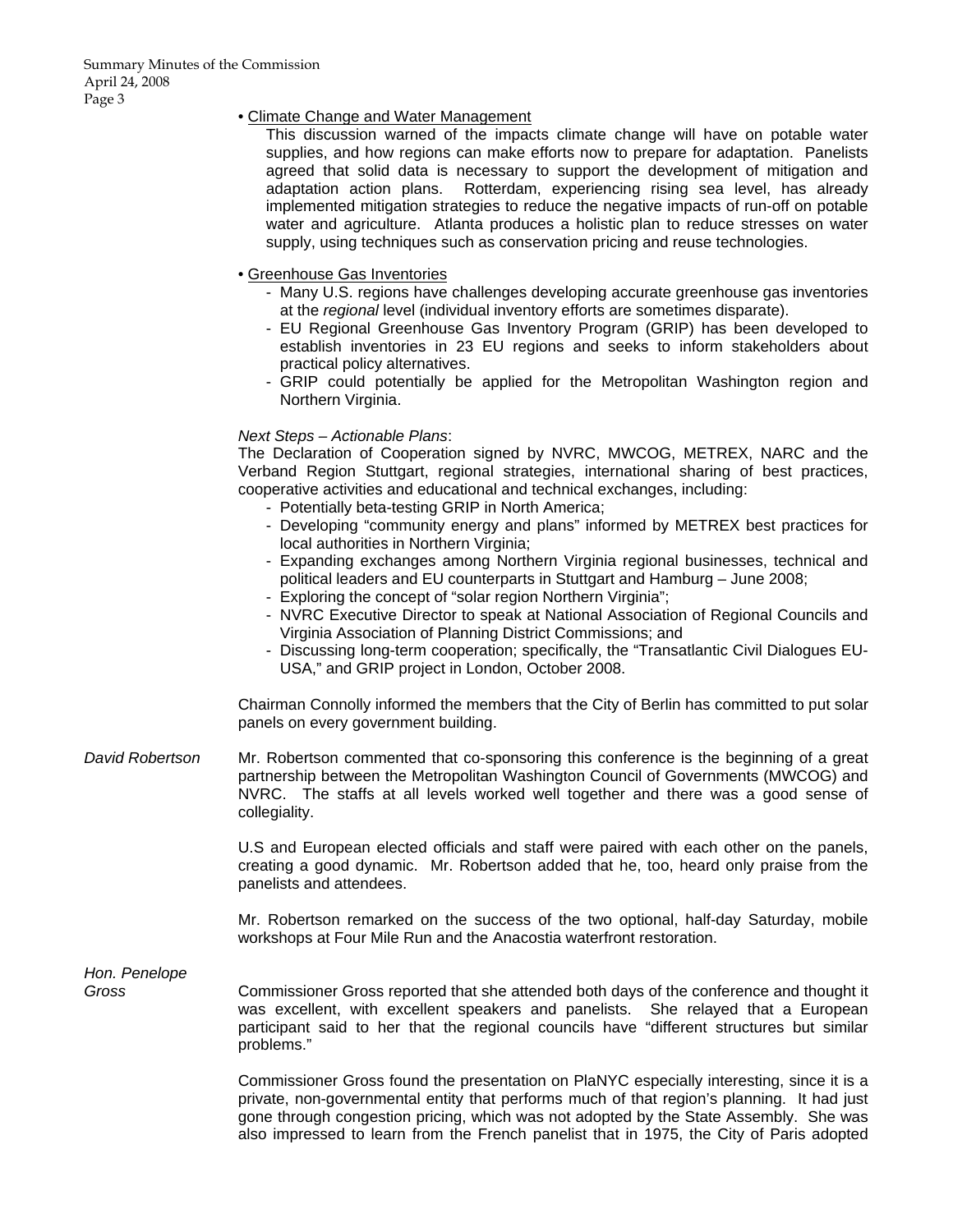• Climate Change and Water Management

This discussion warned of the impacts climate change will have on potable water supplies, and how regions can make efforts now to prepare for adaptation. Panelists agreed that solid data is necessary to support the development of mitigation and adaptation action plans. Rotterdam, experiencing rising sea level, has already implemented mitigation strategies to reduce the negative impacts of run-off on potable water and agriculture. Atlanta produces a holistic plan to reduce stresses on water supply, using techniques such as conservation pricing and reuse technologies.

• Greenhouse Gas Inventories

- Many U.S. regions have challenges developing accurate greenhouse gas inventories at the *regional* level (individual inventory efforts are sometimes disparate).
- EU Regional Greenhouse Gas Inventory Program (GRIP) has been developed to establish inventories in 23 EU regions and seeks to inform stakeholders about practical policy alternatives.
- GRIP could potentially be applied for the Metropolitan Washington region and Northern Virginia.

*Next Steps – Actionable Plans*:

The Declaration of Cooperation signed by NVRC, MWCOG, METREX, NARC and the Verband Region Stuttgart, regional strategies, international sharing of best practices, cooperative activities and educational and technical exchanges, including:

- Potentially beta-testing GRIP in North America;
- Developing "community energy and plans" informed by METREX best practices for local authorities in Northern Virginia;
- Expanding exchanges among Northern Virginia regional businesses, technical and political leaders and EU counterparts in Stuttgart and Hamburg – June 2008;
- Exploring the concept of "solar region Northern Virginia";
- NVRC Executive Director to speak at National Association of Regional Councils and Virginia Association of Planning District Commissions; and
- Discussing long-term cooperation; specifically, the "Transatlantic Civil Dialogues EU-USA," and GRIP project in London, October 2008.

Chairman Connolly informed the members that the City of Berlin has committed to put solar panels on every government building.

*David Robertson*

Mr. Robertson commented that co-sponsoring this conference is the beginning of a great partnership between the Metropolitan Washington Council of Governments (MWCOG) and NVRC. The staffs at all levels worked well together and there was a good sense of collegiality.

U.S and European elected officials and staff were paired with each other on the panels, creating a good dynamic. Mr. Robertson added that he, too, heard only praise from the panelists and attendees.

Mr. Robertson remarked on the success of the two optional, half-day Saturday, mobile workshops at Four Mile Run and the Anacostia waterfront restoration.

*Hon. Penelope Gross*

Commissioner Gross reported that she attended both days of the conference and thought it was excellent, with excellent speakers and panelists. She relayed that a European participant said to her that the regional councils have "different structures but similar problems."

Commissioner Gross found the presentation on PlaNYC especially interesting, since it is a private, non-governmental entity that performs much of that region's planning. It had just gone through congestion pricing, which was not adopted by the State Assembly. She was also impressed to learn from the French panelist that in 1975, the City of Paris adopted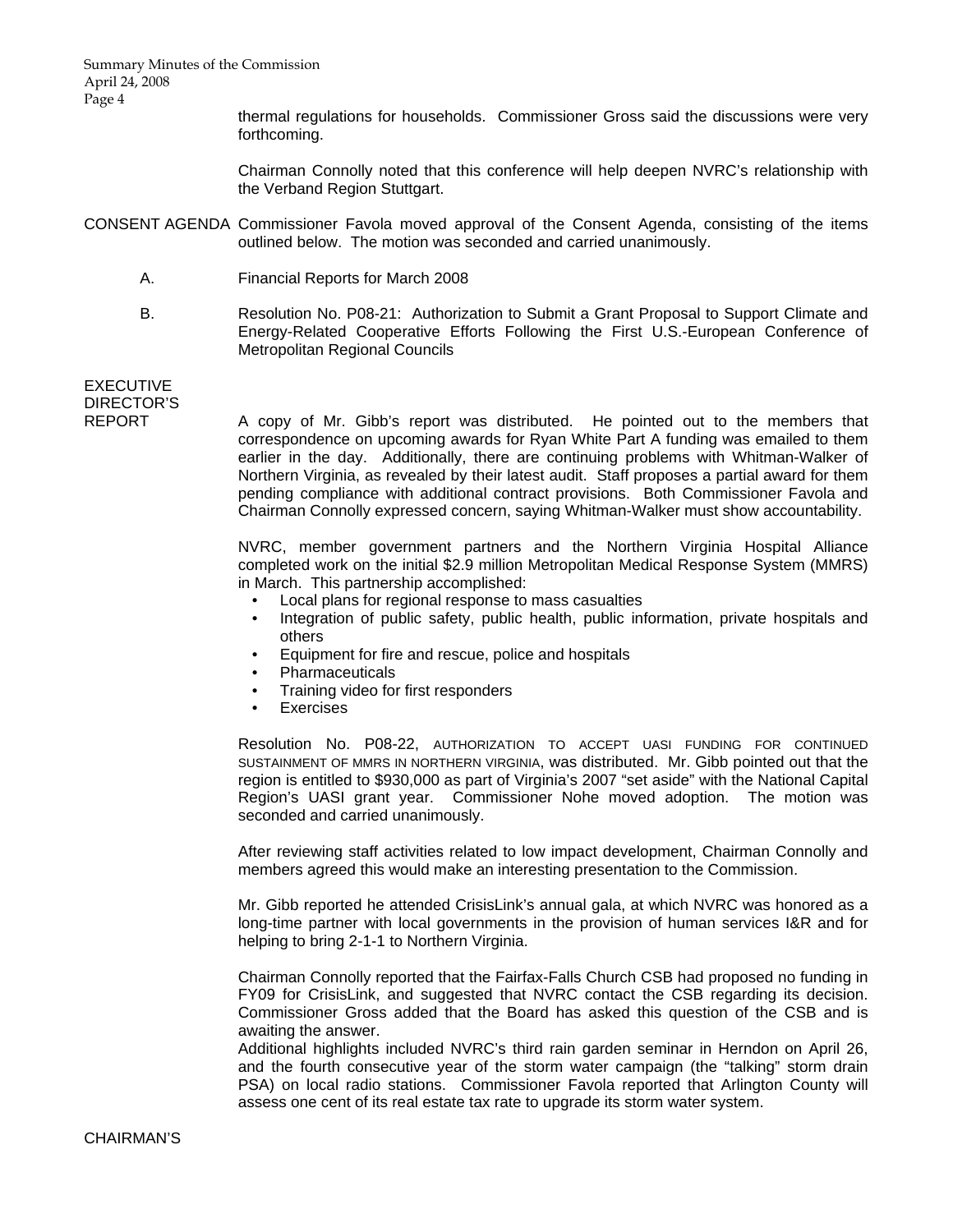thermal regulations for households. Commissioner Gross said the discussions were very forthcoming.

Chairman Connolly noted that this conference will help deepen NVRC's relationship with the Verband Region Stuttgart.

**CONSENT AGENDA** Commissioner Favola moved approval of the Consent Agenda, consisting of the items outlined below. The motion was seconded and carried unanimously.

A. Financial Reports for March 2008

B. Resolution No. P08-21: Authorization to Submit a Grant Proposal to Support Climate and Energy-Related Cooperative Efforts Following the First U.S.-European Conference of Metropolitan Regional Councils

**EXECUTIVE DIRECTOR'S REPORT**

A copy of Mr. Gibb's report was distributed. He pointed out to the members that correspondence on upcoming awards for Ryan White Part A funding was emailed to them earlier in the day. Additionally, there are continuing problems with Whitman-Walker of Northern Virginia, as revealed by their latest audit. Staff proposes a partial award for them pending compliance with additional contract provisions. Both Commissioner Favola and Chairman Connolly expressed concern, saying Whitman-Walker must show accountability.

NVRC, member government partners and the Northern Virginia Hospital Alliance completed work on the initial $2.9 million Metropolitan Medical Response System (MMRS) in March. This partnership accomplished:

- Local plans for regional response to mass casualties
- Integration of public safety, public health, public information, private hospitals and others
- Equipment for fire and rescue, police and hospitals
- Pharmaceuticals
- Training video for first responders
- Exercises

Resolution No. P08-22, AUTHORIZATION TO ACCEPT UASI FUNDING FOR CONTINUED SUSTAINMENT OF MMRS IN NORTHERN VIRGINIA, was distributed. Mr. Gibb pointed out that the region is entitled to $930,000 as part of Virginia's 2007 "set aside" with the National Capital Region's UASI grant year. Commissioner Nohe moved adoption. The motion was seconded and carried unanimously.

After reviewing staff activities related to low impact development, Chairman Connolly and members agreed this would make an interesting presentation to the Commission.

Mr. Gibb reported he attended CrisisLink's annual gala, at which NVRC was honored as a long-time partner with local governments in the provision of human services I&R and for helping to bring 2-1-1 to Northern Virginia.

Chairman Connolly reported that the Fairfax-Falls Church CSB had proposed no funding in FY09 for CrisisLink, and suggested that NVRC contact the CSB regarding its decision. Commissioner Gross added that the Board has asked this question of the CSB and is awaiting the answer.

Additional highlights included NVRC's third rain garden seminar in Herndon on April 26, and the fourth consecutive year of the storm water campaign (the "talking" storm drain PSA) on local radio stations. Commissioner Favola reported that Arlington County will assess one cent of its real estate tax rate to upgrade its storm water system.

**CHAIRMAN'S**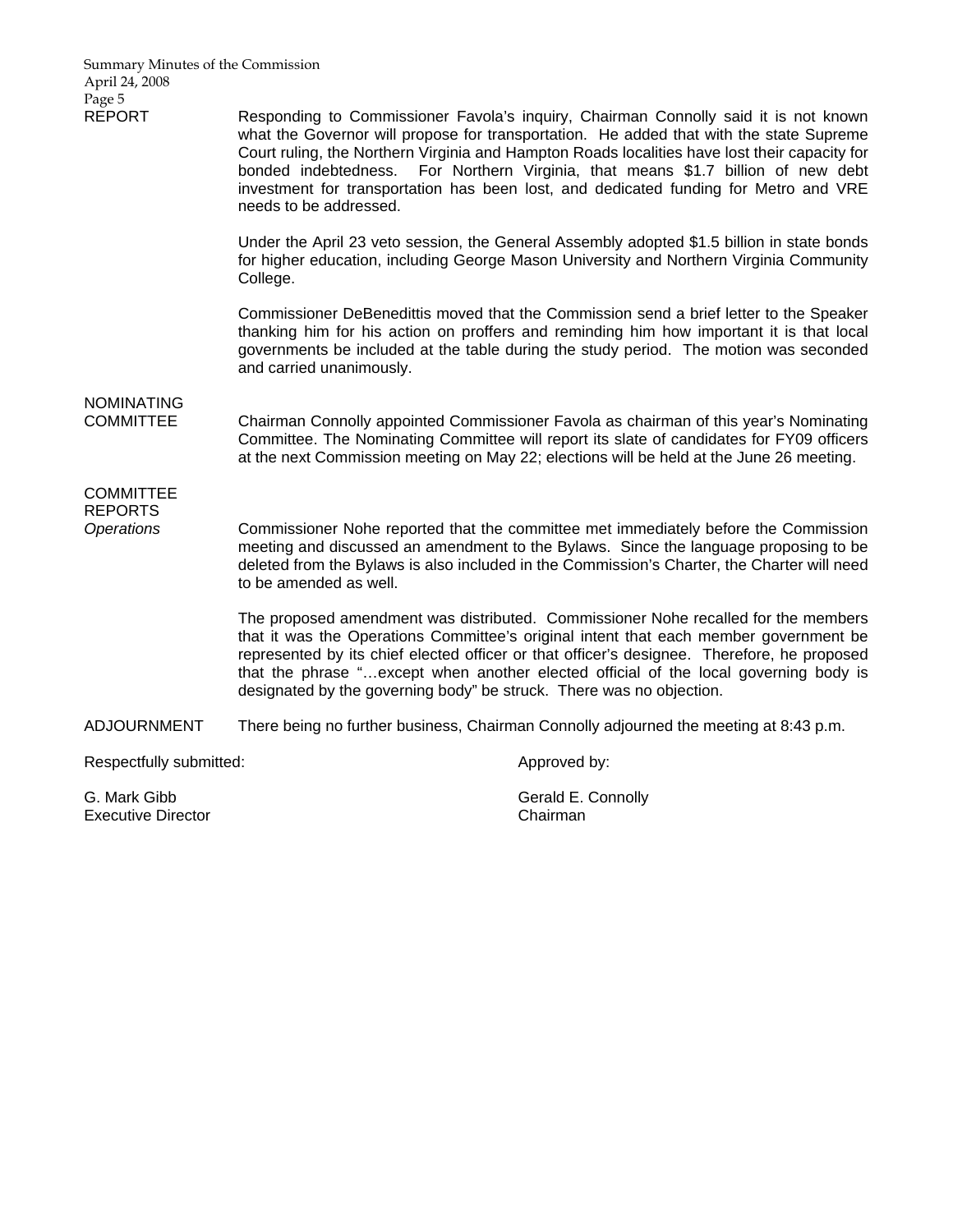REPORT

Responding to Commissioner Favola's inquiry, Chairman Connolly said it is not known what the Governor will propose for transportation. He added that with the state Supreme Court ruling, the Northern Virginia and Hampton Roads localities have lost their capacity for bonded indebtedness. For Northern Virginia, that means $1.7 billion of new debt investment for transportation has been lost, and dedicated funding for Metro and VRE needs to be addressed.

Under the April 23 veto session, the General Assembly adopted $1.5 billion in state bonds for higher education, including George Mason University and Northern Virginia Community College.

Commissioner DeBenedittis moved that the Commission send a brief letter to the Speaker thanking him for his action on proffers and reminding him how important it is that local governments be included at the table during the study period. The motion was seconded and carried unanimously.

NOMINATING COMMITTEE

Chairman Connolly appointed Commissioner Favola as chairman of this year's Nominating Committee. The Nominating Committee will report its slate of candidates for FY09 officers at the next Commission meeting on May 22; elections will be held at the June 26 meeting.

COMMITTEE REPORTS

*Operations*

Commissioner Nohe reported that the committee met immediately before the Commission meeting and discussed an amendment to the Bylaws. Since the language proposing to be deleted from the Bylaws is also included in the Commission's Charter, the Charter will need to be amended as well.

The proposed amendment was distributed. Commissioner Nohe recalled for the members that it was the Operations Committee's original intent that each member government be represented by its chief elected officer or that officer's designee. Therefore, he proposed that the phrase "…except when another elected official of the local governing body is designated by the governing body" be struck. There was no objection.

ADJOURNMENT

There being no further business, Chairman Connolly adjourned the meeting at 8:43 p.m.

Respectfully submitted:

G. Mark Gibb
Executive Director

Approved by:

Gerald E. Connolly
Chairman